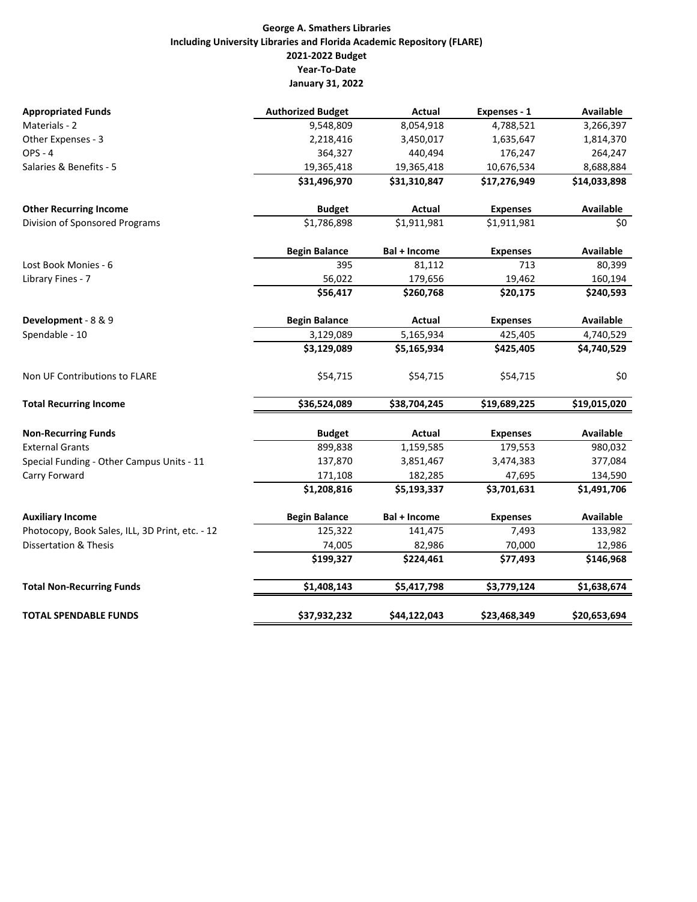**George A. Smathers Libraries**
**Including University Libraries and Florida Academic Repository (FLARE)**
**2021-2022 Budget**
**Year-To-Date**
**January 31, 2022**

| **Appropriated Funds** | **Authorized Budget** | **Actual** | **Expenses - 1** | **Available** |
|---|---|---|---|---|
| Materials - 2 | 9,548,809 | 8,054,918 | 4,788,521 | 3,266,397 |
| Other Expenses - 3 | 2,218,416 | 3,450,017 | 1,635,647 | 1,814,370 |
| OPS - 4 | 364,327 | 440,494 | 176,247 | 264,247 |
| Salaries & Benefits - 5 | 19,365,418 | 19,365,418 | 10,676,534 | 8,688,884 |
| | **$31,496,970** | **$31,310,847** | **$17,276,949** | **$14,033,898** |
| **Other Recurring Income** | **Budget** | **Actual** | **Expenses** | **Available** |
| Division of Sponsored Programs | $1,786,898 | $1,911,981 | $1,911,981 | $0 |
| | **Begin Balance** | **Bal + Income** | **Expenses** | **Available** |
| Lost Book Monies - 6 | 395 | 81,112 | 713 | 80,399 |
| Library Fines - 7 | 56,022 | 179,656 | 19,462 | 160,194 |
| | **$56,417** | **$260,768** | **$20,175** | **$240,593** |
| **Development** - 8 & 9 | **Begin Balance** | **Actual** | **Expenses** | **Available** |
| Spendable - 10 | 3,129,089 | 5,165,934 | 425,405 | 4,740,529 |
| | **$3,129,089** | **$5,165,934** | **$425,405** | **$4,740,529** |
| Non UF Contributions to FLARE | $54,715 | $54,715 | $54,715 | $0 |
| **Total Recurring Income** | **$36,524,089** | **$38,704,245** | **$19,689,225** | **$19,015,020** |
| **Non-Recurring Funds** | **Budget** | **Actual** | **Expenses** | **Available** |
| External Grants | 899,838 | 1,159,585 | 179,553 | 980,032 |
| Special Funding - Other Campus Units - 11 | 137,870 | 3,851,467 | 3,474,383 | 377,084 |
| Carry Forward | 171,108 | 182,285 | 47,695 | 134,590 |
| | **$1,208,816** | **$5,193,337** | **$3,701,631** | **$1,491,706** |
| **Auxiliary Income** | **Begin Balance** | **Bal + Income** | **Expenses** | **Available** |
| Photocopy, Book Sales, ILL, 3D Print, etc. - 12 | 125,322 | 141,475 | 7,493 | 133,982 |
| Dissertation & Thesis | 74,005 | 82,986 | 70,000 | 12,986 |
| | **$199,327** | **$224,461** | **$77,493** | **$146,968** |
| **Total Non-Recurring Funds** | **$1,408,143** | **$5,417,798** | **$3,779,124** | **$1,638,674** |
| **TOTAL SPENDABLE FUNDS** | **$37,932,232** | **$44,122,043** | **$23,468,349** | **$20,653,694** |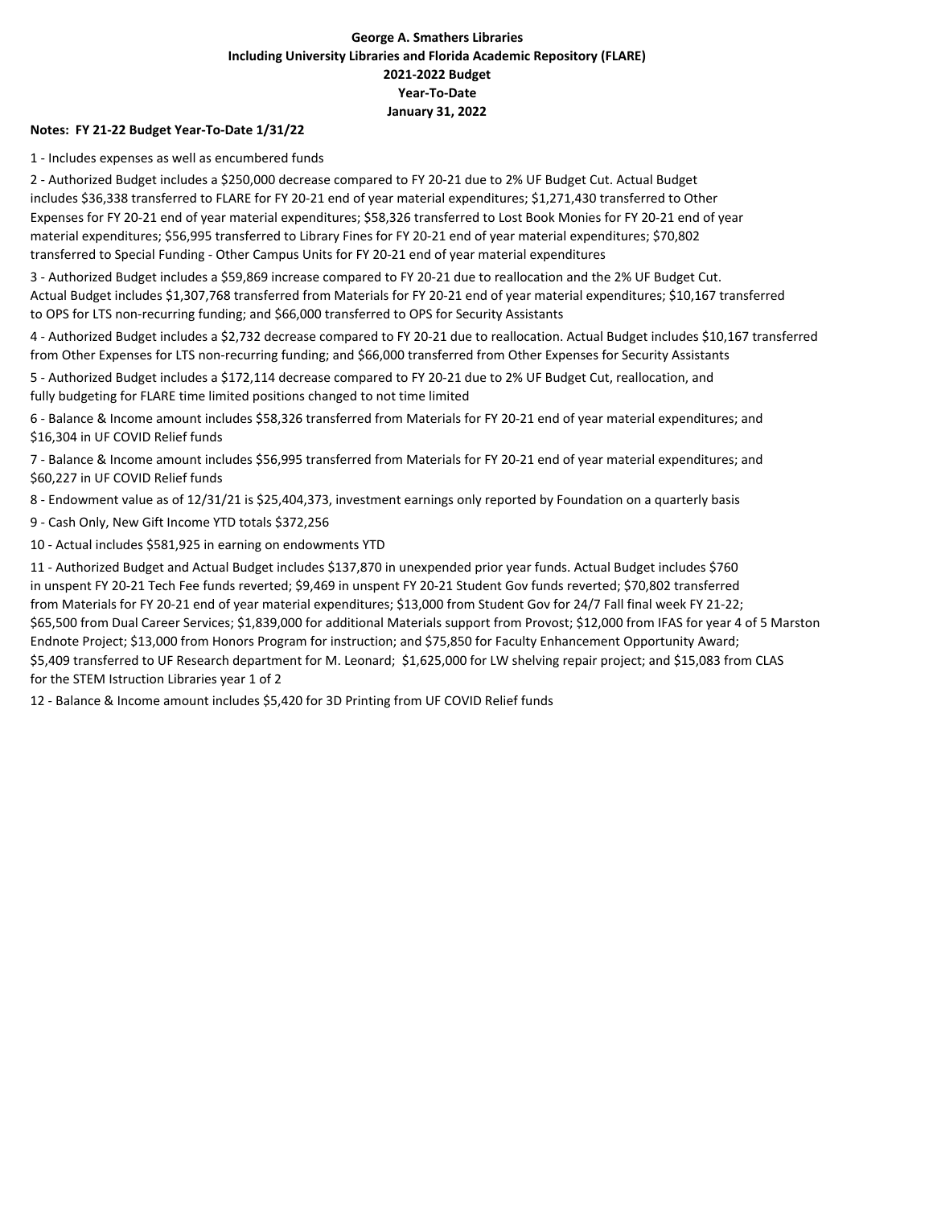**George A. Smathers Libraries**
**Including University Libraries and Florida Academic Repository (FLARE)**
**2021-2022 Budget**
**Year-To-Date**
**January 31, 2022**

**Notes: FY 21-22 Budget Year-To-Date 1/31/22**

1 - Includes expenses as well as encumbered funds

2 - Authorized Budget includes a $250,000 decrease compared to FY 20-21 due to 2% UF Budget Cut. Actual Budget includes $36,338 transferred to FLARE for FY 20-21 end of year material expenditures; $1,271,430 transferred to Other Expenses for FY 20-21 end of year material expenditures; $58,326 transferred to Lost Book Monies for FY 20-21 end of year material expenditures; $56,995 transferred to Library Fines for FY 20-21 end of year material expenditures; $70,802 transferred to Special Funding - Other Campus Units for FY 20-21 end of year material expenditures

3 - Authorized Budget includes a $59,869 increase compared to FY 20-21 due to reallocation and the 2% UF Budget Cut. Actual Budget includes $1,307,768 transferred from Materials for FY 20-21 end of year material expenditures; $10,167 transferred to OPS for LTS non-recurring funding; and $66,000 transferred to OPS for Security Assistants

4 - Authorized Budget includes a $2,732 decrease compared to FY 20-21 due to reallocation. Actual Budget includes $10,167 transferred from Other Expenses for LTS non-recurring funding; and $66,000 transferred from Other Expenses for Security Assistants

5 - Authorized Budget includes a $172,114 decrease compared to FY 20-21 due to 2% UF Budget Cut, reallocation, and fully budgeting for FLARE time limited positions changed to not time limited

6 - Balance & Income amount includes $58,326 transferred from Materials for FY 20-21 end of year material expenditures; and $16,304 in UF COVID Relief funds

7 - Balance & Income amount includes $56,995 transferred from Materials for FY 20-21 end of year material expenditures; and $60,227 in UF COVID Relief funds

8 - Endowment value as of 12/31/21 is $25,404,373, investment earnings only reported by Foundation on a quarterly basis

9 - Cash Only, New Gift Income YTD totals $372,256

10 - Actual includes $581,925 in earning on endowments YTD

11 - Authorized Budget and Actual Budget includes $137,870 in unexpended prior year funds. Actual Budget includes $760 in unspent FY 20-21 Tech Fee funds reverted; $9,469 in unspent FY 20-21 Student Gov funds reverted; $70,802 transferred from Materials for FY 20-21 end of year material expenditures; $13,000 from Student Gov for 24/7 Fall final week FY 21-22; $65,500 from Dual Career Services; $1,839,000 for additional Materials support from Provost; $12,000 from IFAS for year 4 of 5 Marston Endnote Project; $13,000 from Honors Program for instruction; and $75,850 for Faculty Enhancement Opportunity Award; $5,409 transferred to UF Research department for M. Leonard; $1,625,000 for LW shelving repair project; and $15,083 from CLAS for the STEM Istruction Libraries year 1 of 2

12 - Balance & Income amount includes $5,420 for 3D Printing from UF COVID Relief funds